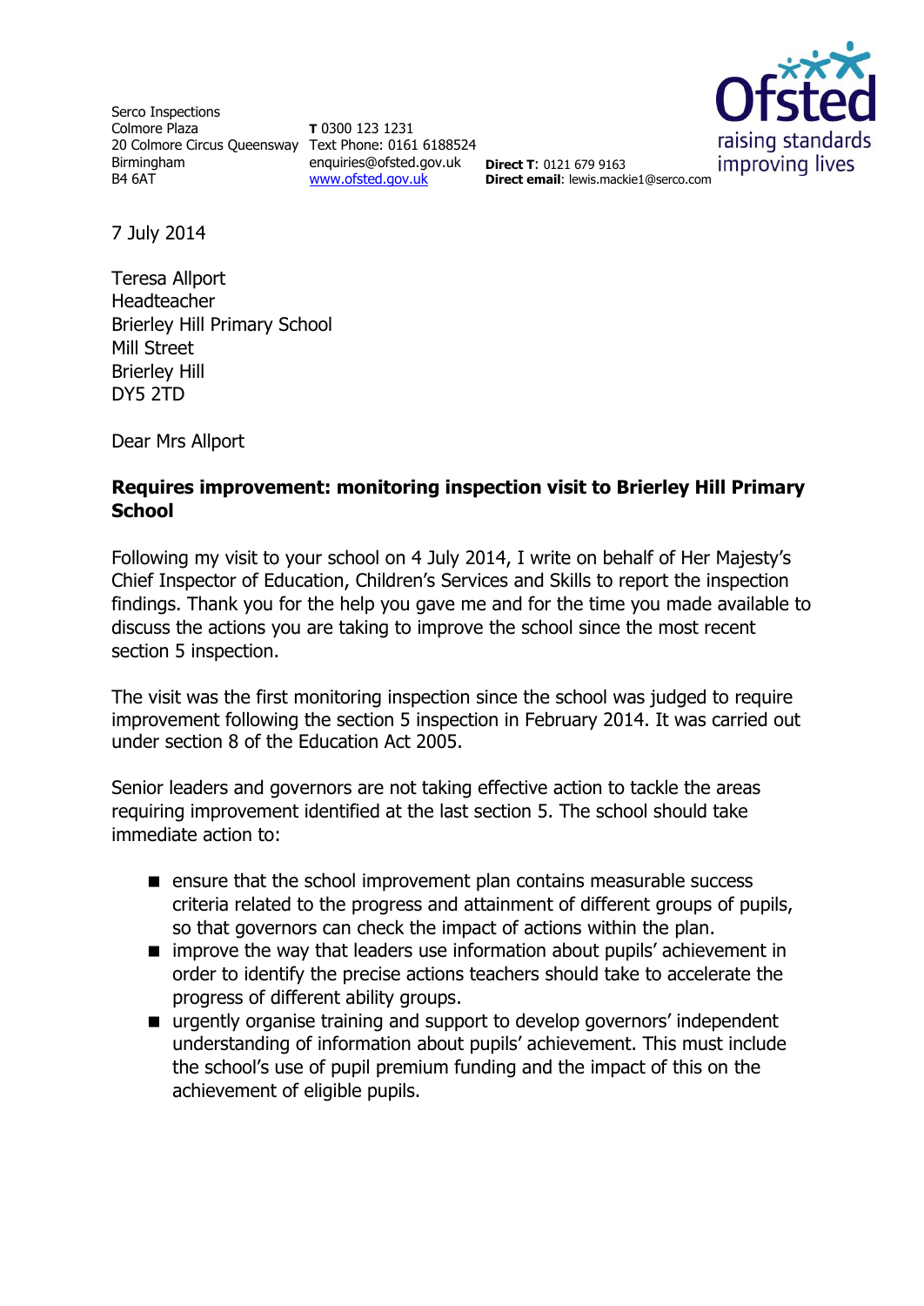Serco Inspections
Colmore Plaza
20 Colmore Circus Queensway
Birmingham
B4 6AT

**T** 0300 123 1231
Text Phone: 0161 6188524
enquiries@ofsted.gov.uk
www.ofsted.gov.uk

**Direct T**: 0121 679 9163
**Direct email**: lewis.mackie1@serco.com

Ofsted
raising standards
improving lives

7 July 2014

Teresa Allport
Headteacher
Brierley Hill Primary School
Mill Street
Brierley Hill
DY5 2TD

Dear Mrs Allport

**Requires improvement: monitoring inspection visit to Brierley Hill Primary School**

Following my visit to your school on 4 July 2014, I write on behalf of Her Majesty's Chief Inspector of Education, Children's Services and Skills to report the inspection findings. Thank you for the help you gave me and for the time you made available to discuss the actions you are taking to improve the school since the most recent section 5 inspection.

The visit was the first monitoring inspection since the school was judged to require improvement following the section 5 inspection in February 2014. It was carried out under section 8 of the Education Act 2005.

Senior leaders and governors are not taking effective action to tackle the areas requiring improvement identified at the last section 5. The school should take immediate action to:

- ensure that the school improvement plan contains measurable success criteria related to the progress and attainment of different groups of pupils, so that governors can check the impact of actions within the plan.
- improve the way that leaders use information about pupils' achievement in order to identify the precise actions teachers should take to accelerate the progress of different ability groups.
- urgently organise training and support to develop governors' independent understanding of information about pupils' achievement. This must include the school's use of pupil premium funding and the impact of this on the achievement of eligible pupils.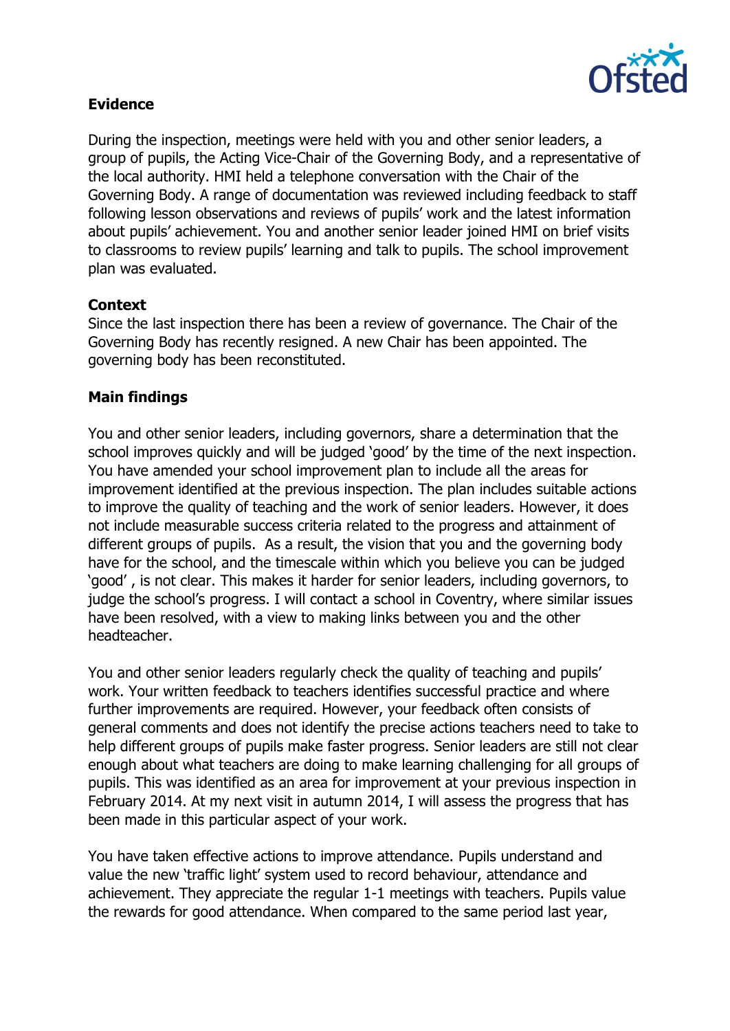**Evidence**

During the inspection, meetings were held with you and other senior leaders, a group of pupils, the Acting Vice-Chair of the Governing Body, and a representative of the local authority. HMI held a telephone conversation with the Chair of the Governing Body. A range of documentation was reviewed including feedback to staff following lesson observations and reviews of pupils' work and the latest information about pupils' achievement. You and another senior leader joined HMI on brief visits to classrooms to review pupils' learning and talk to pupils. The school improvement plan was evaluated.

**Context**

Since the last inspection there has been a review of governance. The Chair of the Governing Body has recently resigned. A new Chair has been appointed. The governing body has been reconstituted.

**Main findings**

You and other senior leaders, including governors, share a determination that the school improves quickly and will be judged 'good' by the time of the next inspection. You have amended your school improvement plan to include all the areas for improvement identified at the previous inspection. The plan includes suitable actions to improve the quality of teaching and the work of senior leaders. However, it does not include measurable success criteria related to the progress and attainment of different groups of pupils. As a result, the vision that you and the governing body have for the school, and the timescale within which you believe you can be judged 'good' , is not clear. This makes it harder for senior leaders, including governors, to judge the school's progress. I will contact a school in Coventry, where similar issues have been resolved, with a view to making links between you and the other headteacher.

You and other senior leaders regularly check the quality of teaching and pupils' work. Your written feedback to teachers identifies successful practice and where further improvements are required. However, your feedback often consists of general comments and does not identify the precise actions teachers need to take to help different groups of pupils make faster progress. Senior leaders are still not clear enough about what teachers are doing to make learning challenging for all groups of pupils. This was identified as an area for improvement at your previous inspection in February 2014. At my next visit in autumn 2014, I will assess the progress that has been made in this particular aspect of your work.

You have taken effective actions to improve attendance. Pupils understand and value the new 'traffic light' system used to record behaviour, attendance and achievement. They appreciate the regular 1-1 meetings with teachers. Pupils value the rewards for good attendance. When compared to the same period last year,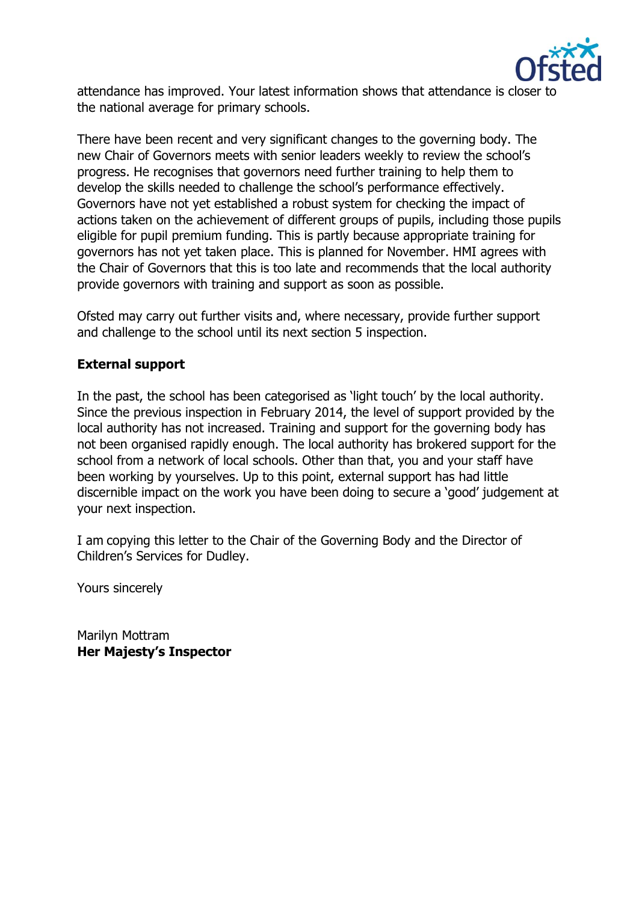attendance has improved. Your latest information shows that attendance is closer to the national average for primary schools.

There have been recent and very significant changes to the governing body. The new Chair of Governors meets with senior leaders weekly to review the school's progress. He recognises that governors need further training to help them to develop the skills needed to challenge the school's performance effectively. Governors have not yet established a robust system for checking the impact of actions taken on the achievement of different groups of pupils, including those pupils eligible for pupil premium funding. This is partly because appropriate training for governors has not yet taken place. This is planned for November. HMI agrees with the Chair of Governors that this is too late and recommends that the local authority provide governors with training and support as soon as possible.

Ofsted may carry out further visits and, where necessary, provide further support and challenge to the school until its next section 5 inspection.

**External support**

In the past, the school has been categorised as 'light touch' by the local authority. Since the previous inspection in February 2014, the level of support provided by the local authority has not increased. Training and support for the governing body has not been organised rapidly enough. The local authority has brokered support for the school from a network of local schools. Other than that, you and your staff have been working by yourselves. Up to this point, external support has had little discernible impact on the work you have been doing to secure a 'good' judgement at your next inspection.

I am copying this letter to the Chair of the Governing Body and the Director of Children's Services for Dudley.

Yours sincerely

Marilyn Mottram
**Her Majesty's Inspector**